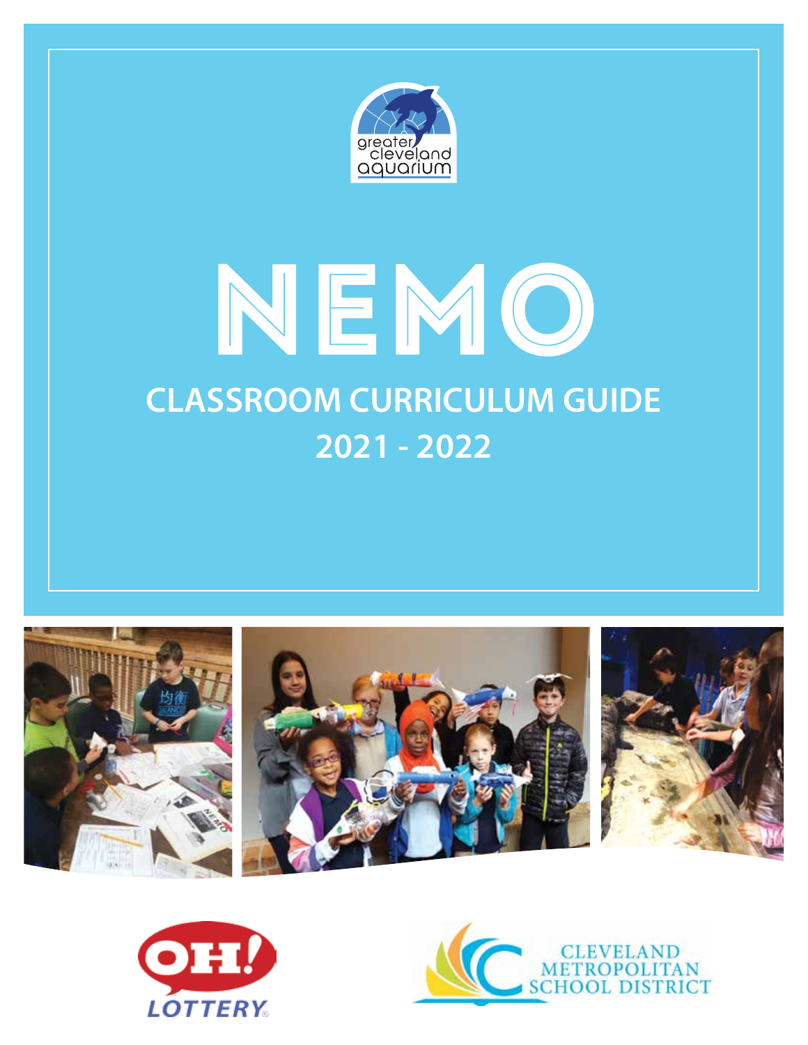# NEMO

## CLASSROOM CURRICULUM GUIDE

## 2021 - 2022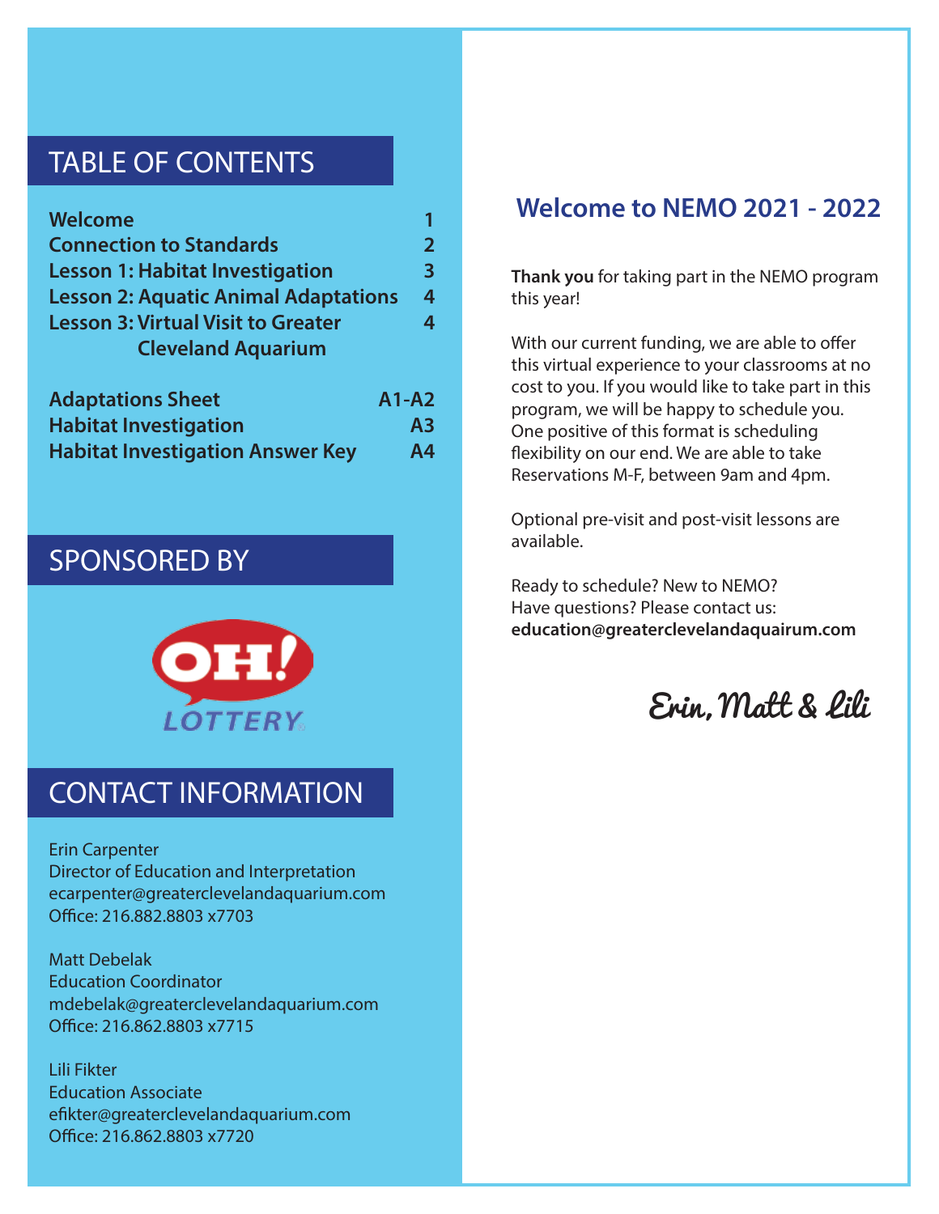## TABLE OF CONTENTS

| | |
|---|---|
| **Welcome** | **1** |
| **Connection to Standards** | **2** |
| **Lesson 1: Habitat Investigation** | **3** |
| **Lesson 2: Aquatic Animal Adaptations** | **4** |
| **Lesson 3: Virtual Visit to Greater Cleveland Aquarium** | **4** |
| **Adaptations Sheet** | **A1-A2** |
| **Habitat Investigation** | **A3** |
| **Habitat Investigation Answer Key** | **A4** |

## SPONSORED BY

OH! LOTTERY

## CONTACT INFORMATION

Erin Carpenter
Director of Education and Interpretation
ecarpenter@greaterclevelandaquarium.com
Office: 216.882.8803 x7703

Matt Debelak
Education Coordinator
mdebelak@greaterclevelandaquarium.com
Office: 216.862.8803 x7715

Lili Fikter
Education Associate
efikter@greaterclevelandaquarium.com
Office: 216.862.8803 x7720

## Welcome to NEMO 2021 - 2022

**Thank you** for taking part in the NEMO program this year!

With our current funding, we are able to offer this virtual experience to your classrooms at no cost to you. If you would like to take part in this program, we will be happy to schedule you. One positive of this format is scheduling flexibility on our end. We are able to take Reservations M-F, between 9am and 4pm.

Optional pre-visit and post-visit lessons are available.

Ready to schedule? New to NEMO?
Have questions? Please contact us:
**education@greaterclevelandaquairum.com**

*Erin, Matt & Lili*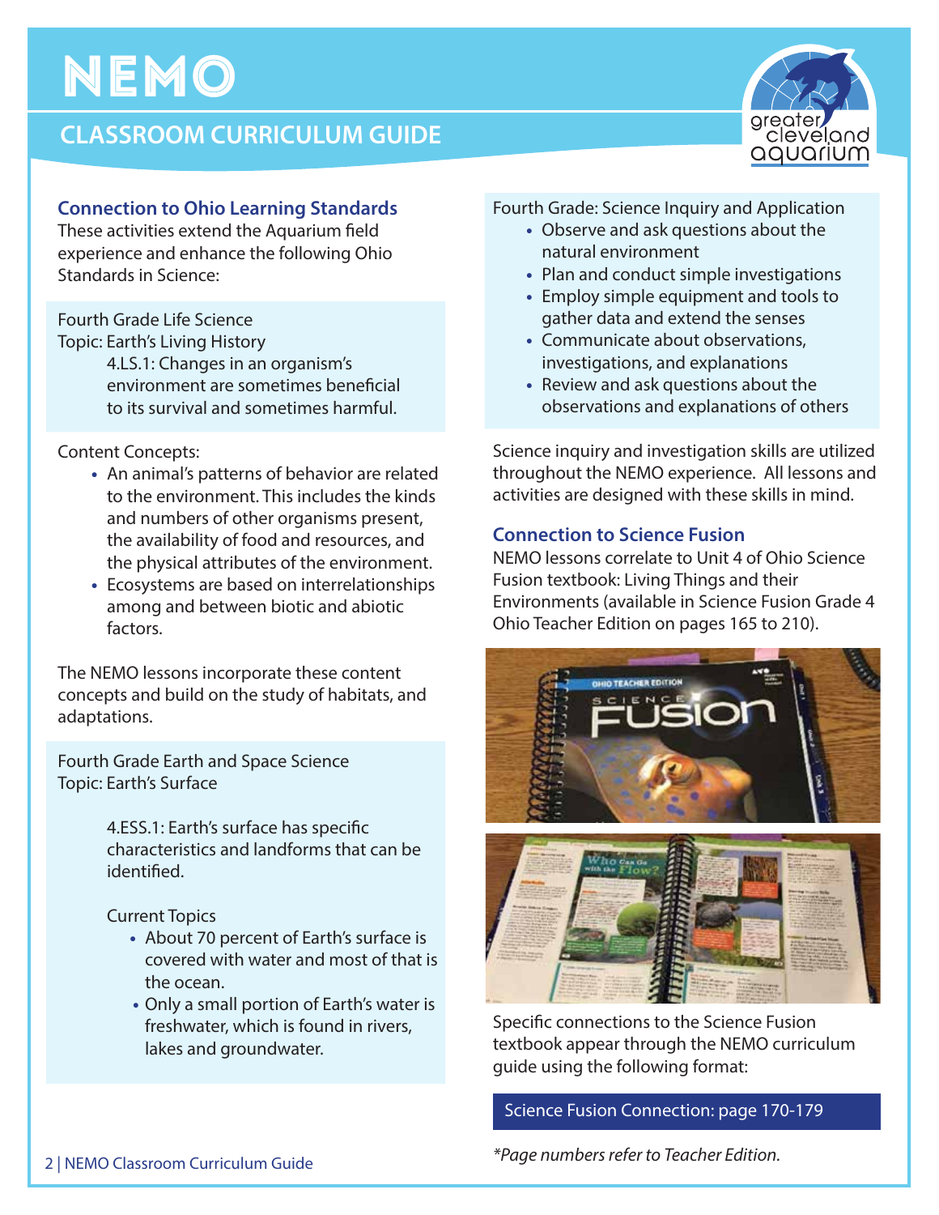# NEMO

## CLASSROOM CURRICULUM GUIDE

### Connection to Ohio Learning Standards

These activities extend the Aquarium field experience and enhance the following Ohio Standards in Science:

Fourth Grade Life Science
Topic: Earth's Living History

4.LS.1: Changes in an organism's environment are sometimes beneficial to its survival and sometimes harmful.

Content Concepts:

- An animal's patterns of behavior are related to the environment. This includes the kinds and numbers of other organisms present, the availability of food and resources, and the physical attributes of the environment.
- Ecosystems are based on interrelationships among and between biotic and abiotic factors.

The NEMO lessons incorporate these content concepts and build on the study of habitats, and adaptations.

Fourth Grade Earth and Space Science
Topic: Earth's Surface

4.ESS.1: Earth's surface has specific characteristics and landforms that can be identified.

Current Topics

- About 70 percent of Earth's surface is covered with water and most of that is the ocean.
- Only a small portion of Earth's water is freshwater, which is found in rivers, lakes and groundwater.

Fourth Grade: Science Inquiry and Application

- Observe and ask questions about the natural environment
- Plan and conduct simple investigations
- Employ simple equipment and tools to gather data and extend the senses
- Communicate about observations, investigations, and explanations
- Review and ask questions about the observations and explanations of others

Science inquiry and investigation skills are utilized throughout the NEMO experience. All lessons and activities are designed with these skills in mind.

### Connection to Science Fusion

NEMO lessons correlate to Unit 4 of Ohio Science Fusion textbook: Living Things and their Environments (available in Science Fusion Grade 4 Ohio Teacher Edition on pages 165 to 210).

Specific connections to the Science Fusion textbook appear through the NEMO curriculum guide using the following format:

**Science Fusion Connection: page 170-179**

*\*Page numbers refer to Teacher Edition.*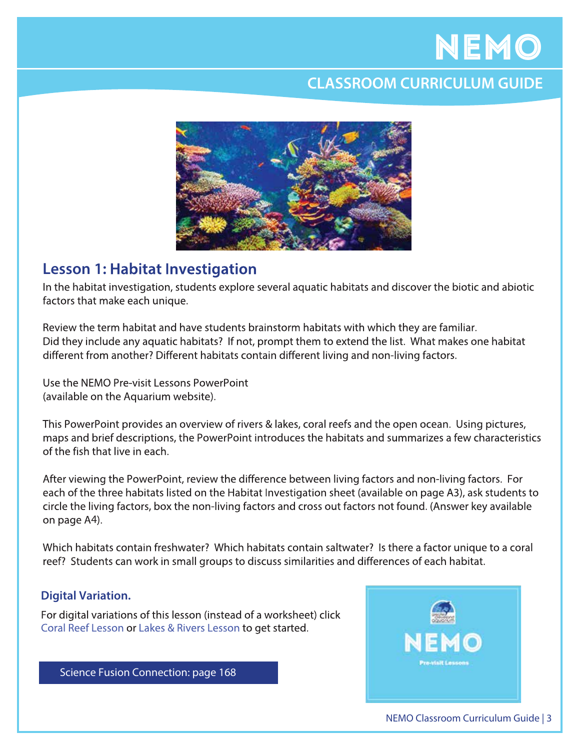# NEMO

## CLASSROOM CURRICULUM GUIDE

## Lesson 1: Habitat Investigation

In the habitat investigation, students explore several aquatic habitats and discover the biotic and abiotic factors that make each unique.

Review the term habitat and have students brainstorm habitats with which they are familiar. Did they include any aquatic habitats? If not, prompt them to extend the list. What makes one habitat different from another? Different habitats contain different living and non-living factors.

Use the NEMO Pre-visit Lessons PowerPoint (available on the Aquarium website).

This PowerPoint provides an overview of rivers & lakes, coral reefs and the open ocean. Using pictures, maps and brief descriptions, the PowerPoint introduces the habitats and summarizes a few characteristics of the fish that live in each.

After viewing the PowerPoint, review the difference between living factors and non-living factors. For each of the three habitats listed on the Habitat Investigation sheet (available on page A3), ask students to circle the living factors, box the non-living factors and cross out factors not found. (Answer key available on page A4).

Which habitats contain freshwater? Which habitats contain saltwater? Is there a factor unique to a coral reef? Students can work in small groups to discuss similarities and differences of each habitat.

### Digital Variation.

For digital variations of this lesson (instead of a worksheet) click Coral Reef Lesson or Lakes & Rivers Lesson to get started.

Science Fusion Connection: page 168

NEMO

Pre-visit Lessons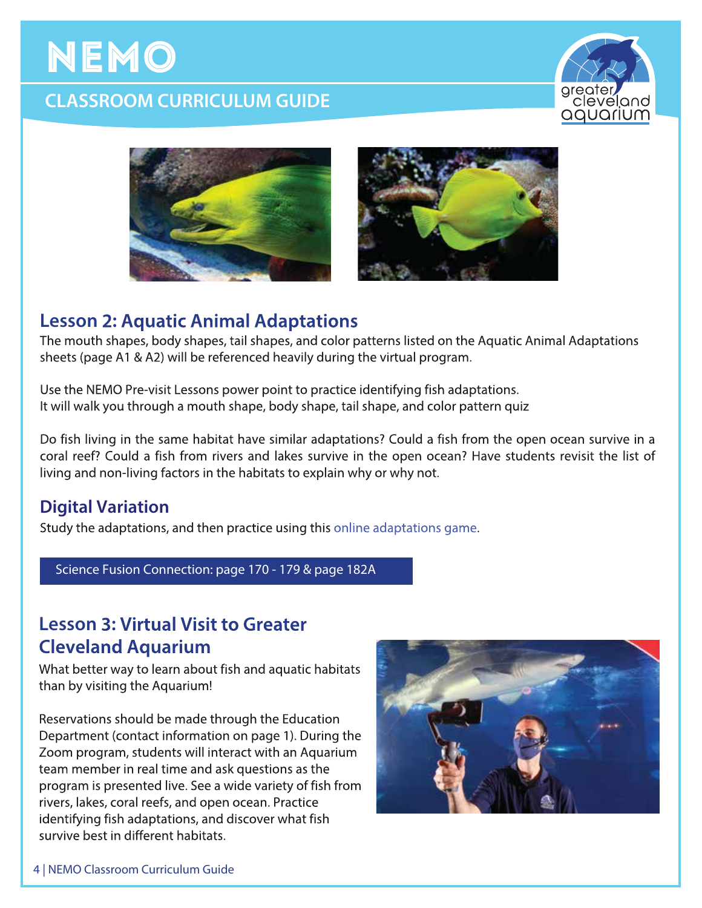# NEMO

## CLASSROOM CURRICULUM GUIDE

## Lesson 2: Aquatic Animal Adaptations

The mouth shapes, body shapes, tail shapes, and color patterns listed on the Aquatic Animal Adaptations sheets (page A1 & A2) will be referenced heavily during the virtual program.

Use the NEMO Pre-visit Lessons power point to practice identifying fish adaptations.
It will walk you through a mouth shape, body shape, tail shape, and color pattern quiz

Do fish living in the same habitat have similar adaptations? Could a fish from the open ocean survive in a coral reef? Could a fish from rivers and lakes survive in the open ocean? Have students revisit the list of living and non-living factors in the habitats to explain why or why not.

### Digital Variation

Study the adaptations, and then practice using this online adaptations game.

Science Fusion Connection: page 170 - 179 & page 182A

## Lesson 3: Virtual Visit to Greater Cleveland Aquarium

What better way to learn about fish and aquatic habitats than by visiting the Aquarium!

Reservations should be made through the Education Department (contact information on page 1). During the Zoom program, students will interact with an Aquarium team member in real time and ask questions as the program is presented live. See a wide variety of fish from rivers, lakes, coral reefs, and open ocean. Practice identifying fish adaptations, and discover what fish survive best in different habitats.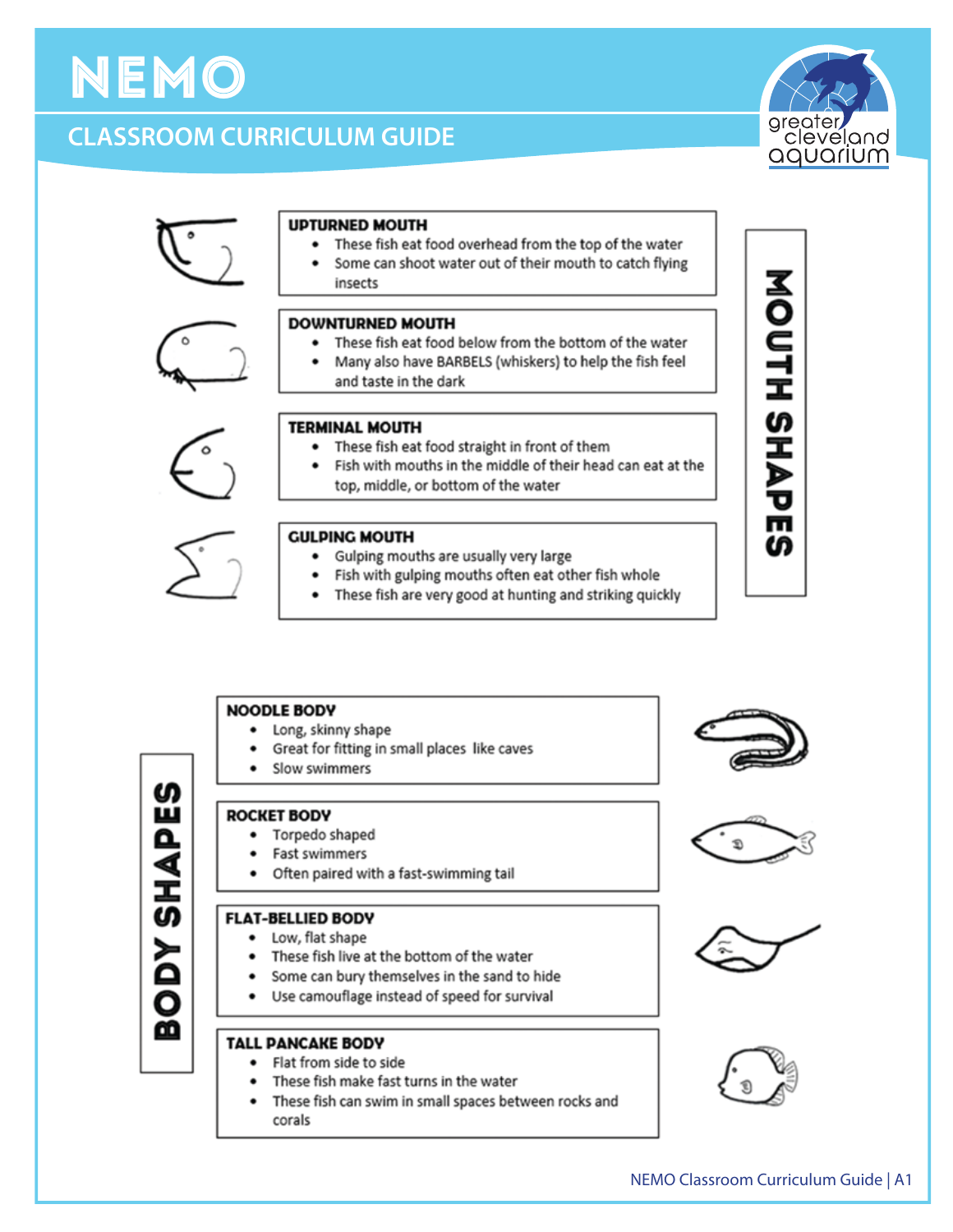# NEMO

## CLASSROOM CURRICULUM GUIDE

## MOUTH SHAPES

### UPTURNED MOUTH

- These fish eat food overhead from the top of the water
- Some can shoot water out of their mouth to catch flying insects

### DOWNTURNED MOUTH

- These fish eat food below from the bottom of the water
- Many also have BARBELS (whiskers) to help the fish feel and taste in the dark

### TERMINAL MOUTH

- These fish eat food straight in front of them
- Fish with mouths in the middle of their head can eat at the top, middle, or bottom of the water

### GULPING MOUTH

- Gulping mouths are usually very large
- Fish with gulping mouths often eat other fish whole
- These fish are very good at hunting and striking quickly

## BODY SHAPES

### NOODLE BODY

- Long, skinny shape
- Great for fitting in small places like caves
- Slow swimmers

### ROCKET BODY

- Torpedo shaped
- Fast swimmers
- Often paired with a fast-swimming tail

### FLAT-BELLIED BODY

- Low, flat shape
- These fish live at the bottom of the water
- Some can bury themselves in the sand to hide
- Use camouflage instead of speed for survival

### TALL PANCAKE BODY

- Flat from side to side
- These fish make fast turns in the water
- These fish can swim in small spaces between rocks and corals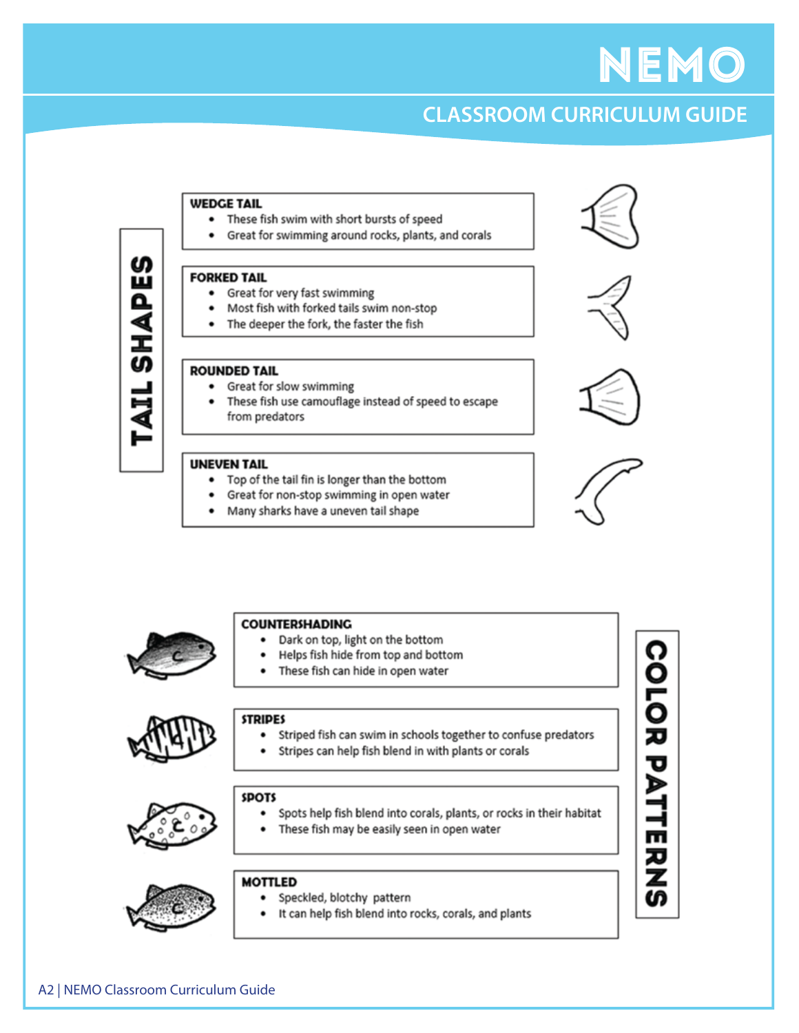## TAIL SHAPES

### WEDGE TAIL
- These fish swim with short bursts of speed
- Great for swimming around rocks, plants, and corals

### FORKED TAIL
- Great for very fast swimming
- Most fish with forked tails swim non-stop
- The deeper the fork, the faster the fish

### ROUNDED TAIL
- Great for slow swimming
- These fish use camouflage instead of speed to escape from predators

### UNEVEN TAIL
- Top of the tail fin is longer than the bottom
- Great for non-stop swimming in open water
- Many sharks have a uneven tail shape

## COLOR PATTERNS

### COUNTERSHADING
- Dark on top, light on the bottom
- Helps fish hide from top and bottom
- These fish can hide in open water

### STRIPES
- Striped fish can swim in schools together to confuse predators
- Stripes can help fish blend in with plants or corals

### SPOTS
- Spots help fish blend into corals, plants, or rocks in their habitat
- These fish may be easily seen in open water

### MOTTLED
- Speckled, blotchy pattern
- It can help fish blend into rocks, corals, and plants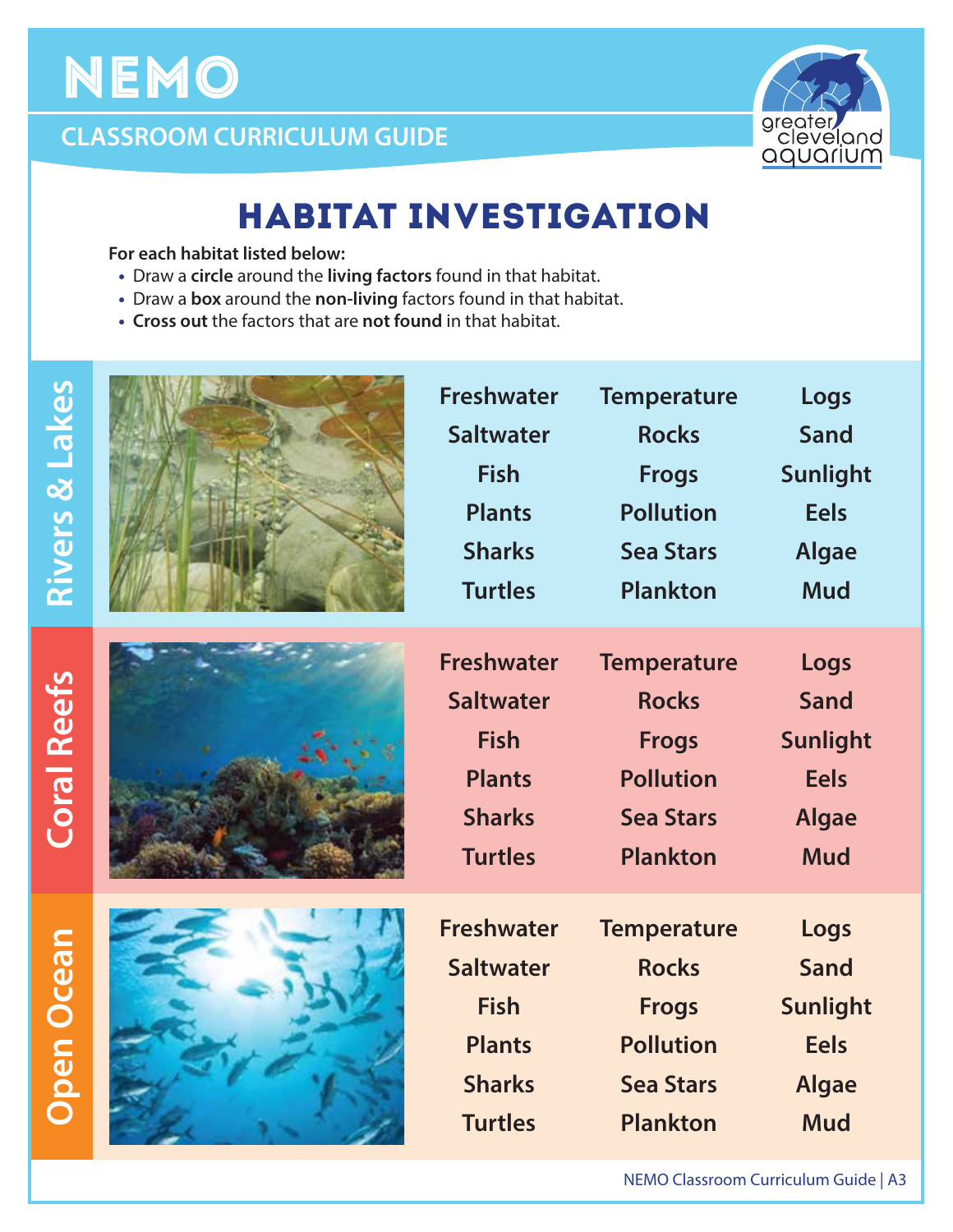# NEMO

## CLASSROOM CURRICULUM GUIDE

# HABITAT INVESTIGATION

**For each habitat listed below:**

- Draw a **circle** around the **living factors** found in that habitat.
- Draw a **box** around the **non-living** factors found in that habitat.
- **Cross out** the factors that are **not found** in that habitat.

## Rivers & Lakes

| | | |
|---|---|---|
| Freshwater | Temperature | Logs |
| Saltwater | Rocks | Sand |
| Fish | Frogs | Sunlight |
| Plants | Pollution | Eels |
| Sharks | Sea Stars | Algae |
| Turtles | Plankton | Mud |

## Coral Reefs

| | | |
|---|---|---|
| Freshwater | Temperature | Logs |
| Saltwater | Rocks | Sand |
| Fish | Frogs | Sunlight |
| Plants | Pollution | Eels |
| Sharks | Sea Stars | Algae |
| Turtles | Plankton | Mud |

## Open Ocean

| | | |
|---|---|---|
| Freshwater | Temperature | Logs |
| Saltwater | Rocks | Sand |
| Fish | Frogs | Sunlight |
| Plants | Pollution | Eels |
| Sharks | Sea Stars | Algae |
| Turtles | Plankton | Mud |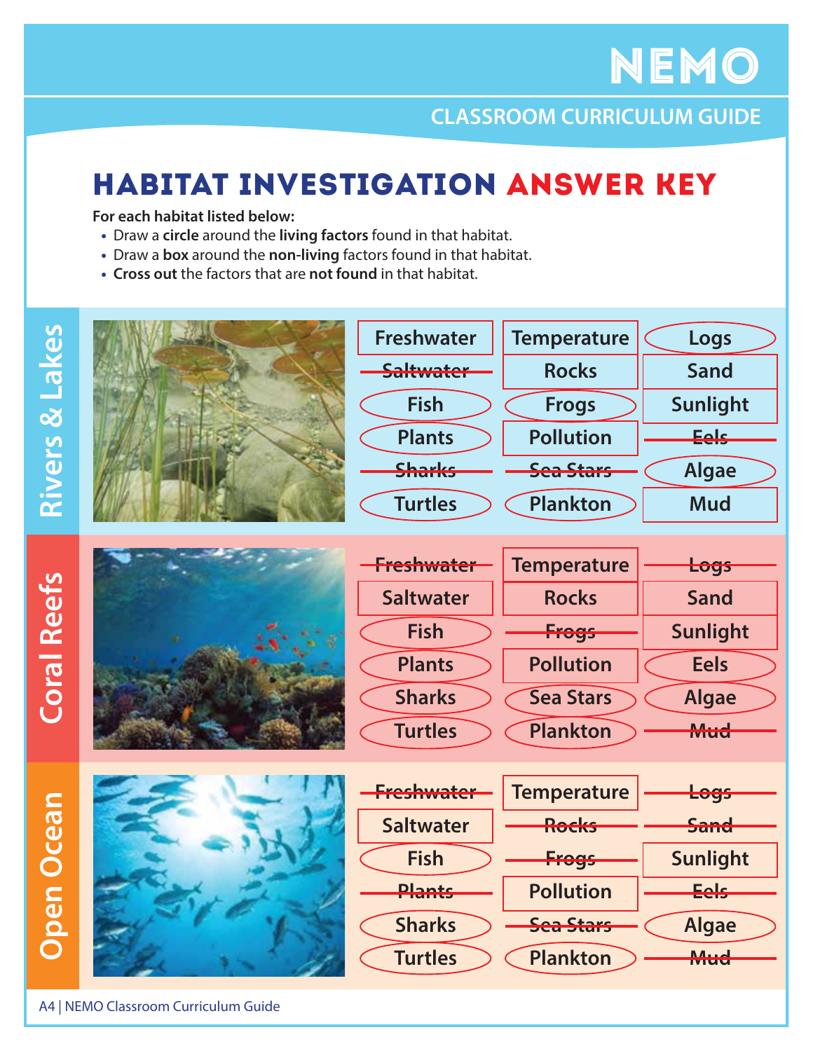NEMO

CLASSROOM CURRICULUM GUIDE

# HABITAT INVESTIGATION ANSWER KEY

**For each habitat listed below:**

- Draw a **circle** around the **living factors** found in that habitat.
- Draw a **box** around the **non-living** factors found in that habitat.
- **Cross out** the factors that are **not found** in that habitat.

## Rivers & Lakes

| | | |
|---|---|---|
| Freshwater | Temperature | Logs |
| ~~Saltwater~~ | Rocks | Sand |
| Fish | Frogs | Sunlight |
| Plants | Pollution | ~~Eels~~ |
| ~~Sharks~~ | ~~Sea Stars~~ | Algae |
| Turtles | Plankton | Mud |

## Coral Reefs

| | | |
|---|---|---|
| ~~Freshwater~~ | Temperature | ~~Logs~~ |
| Saltwater | Rocks | Sand |
| Fish | ~~Frogs~~ | Sunlight |
| Plants | Pollution | Eels |
| Sharks | Sea Stars | Algae |
| Turtles | Plankton | ~~Mud~~ |

## Open Ocean

| | | |
|---|---|---|
| ~~Freshwater~~ | Temperature | ~~Logs~~ |
| Saltwater | ~~Rocks~~ | ~~Sand~~ |
| Fish | ~~Frogs~~ | Sunlight |
| ~~Plants~~ | Pollution | ~~Eels~~ |
| Sharks | ~~Sea Stars~~ | Algae |
| Turtles | Plankton | ~~Mud~~ |